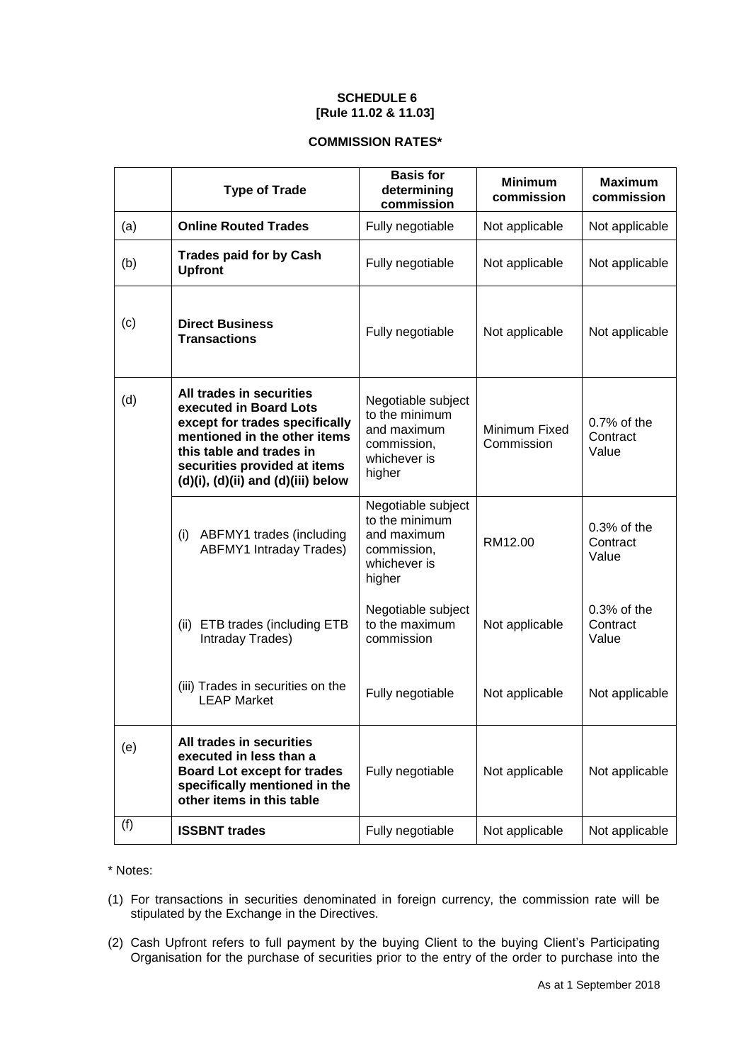**SCHEDULE 6**
**[Rule 11.02 & 11.03]**

**COMMISSION RATES***

| | **Type of Trade** | **Basis for determining commission** | **Minimum commission** | **Maximum commission** |
|---|---|---|---|---|
| (a) | **Online Routed Trades** | Fully negotiable | Not applicable | Not applicable |
| (b) | **Trades paid for by Cash Upfront** | Fully negotiable | Not applicable | Not applicable |
| (c) | **Direct Business Transactions** | Fully negotiable | Not applicable | Not applicable |
| (d) | **All trades in securities executed in Board Lots except for trades specifically mentioned in the other items this table and trades in securities provided at items (d)(i), (d)(ii) and (d)(iii) below** | Negotiable subject to the minimum and maximum commission, whichever is higher | Minimum Fixed Commission | 0.7% of the Contract Value |
| | (i) ABFMY1 trades (including ABFMY1 Intraday Trades) | Negotiable subject to the minimum and maximum commission, whichever is higher | RM12.00 | 0.3% of the Contract Value |
| | (ii) ETB trades (including ETB Intraday Trades) | Negotiable subject to the maximum commission | Not applicable | 0.3% of the Contract Value |
| | (iii) Trades in securities on the LEAP Market | Fully negotiable | Not applicable | Not applicable |
| (e) | **All trades in securities executed in less than a Board Lot except for trades specifically mentioned in the other items in this table** | Fully negotiable | Not applicable | Not applicable |
| (f) | **ISSBNT trades** | Fully negotiable | Not applicable | Not applicable |

\* Notes:

(1) For transactions in securities denominated in foreign currency, the commission rate will be stipulated by the Exchange in the Directives.

(2) Cash Upfront refers to full payment by the buying Client to the buying Client's Participating Organisation for the purchase of securities prior to the entry of the order to purchase into the

As at 1 September 2018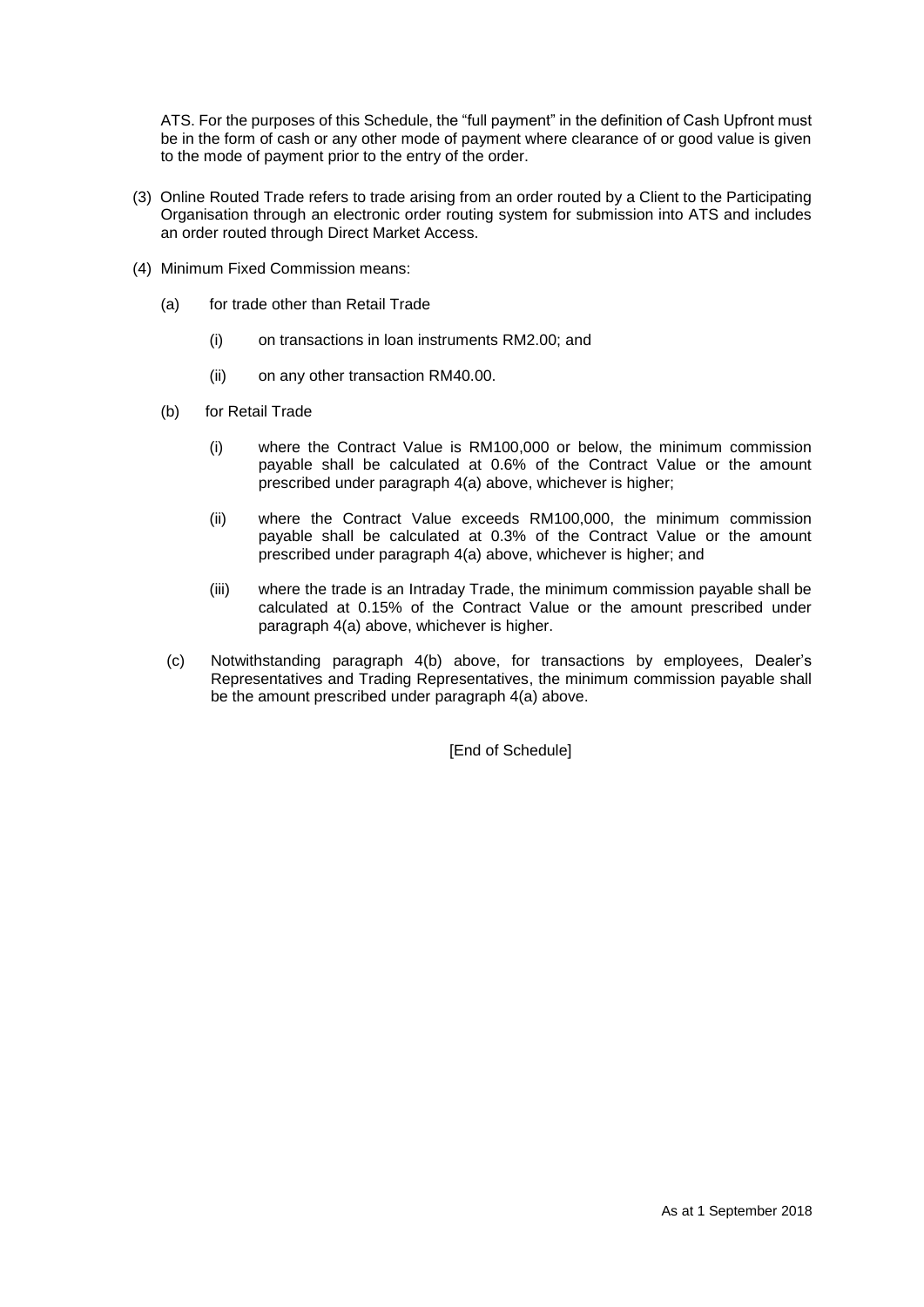ATS. For the purposes of this Schedule, the "full payment" in the definition of Cash Upfront must be in the form of cash or any other mode of payment where clearance of or good value is given to the mode of payment prior to the entry of the order.

(3) Online Routed Trade refers to trade arising from an order routed by a Client to the Participating Organisation through an electronic order routing system for submission into ATS and includes an order routed through Direct Market Access.

(4) Minimum Fixed Commission means:

(a) for trade other than Retail Trade

(i) on transactions in loan instruments RM2.00; and

(ii) on any other transaction RM40.00.

(b) for Retail Trade

(i) where the Contract Value is RM100,000 or below, the minimum commission payable shall be calculated at 0.6% of the Contract Value or the amount prescribed under paragraph 4(a) above, whichever is higher;

(ii) where the Contract Value exceeds RM100,000, the minimum commission payable shall be calculated at 0.3% of the Contract Value or the amount prescribed under paragraph 4(a) above, whichever is higher; and

(iii) where the trade is an Intraday Trade, the minimum commission payable shall be calculated at 0.15% of the Contract Value or the amount prescribed under paragraph 4(a) above, whichever is higher.

(c) Notwithstanding paragraph 4(b) above, for transactions by employees, Dealer's Representatives and Trading Representatives, the minimum commission payable shall be the amount prescribed under paragraph 4(a) above.

[End of Schedule]

As at 1 September 2018